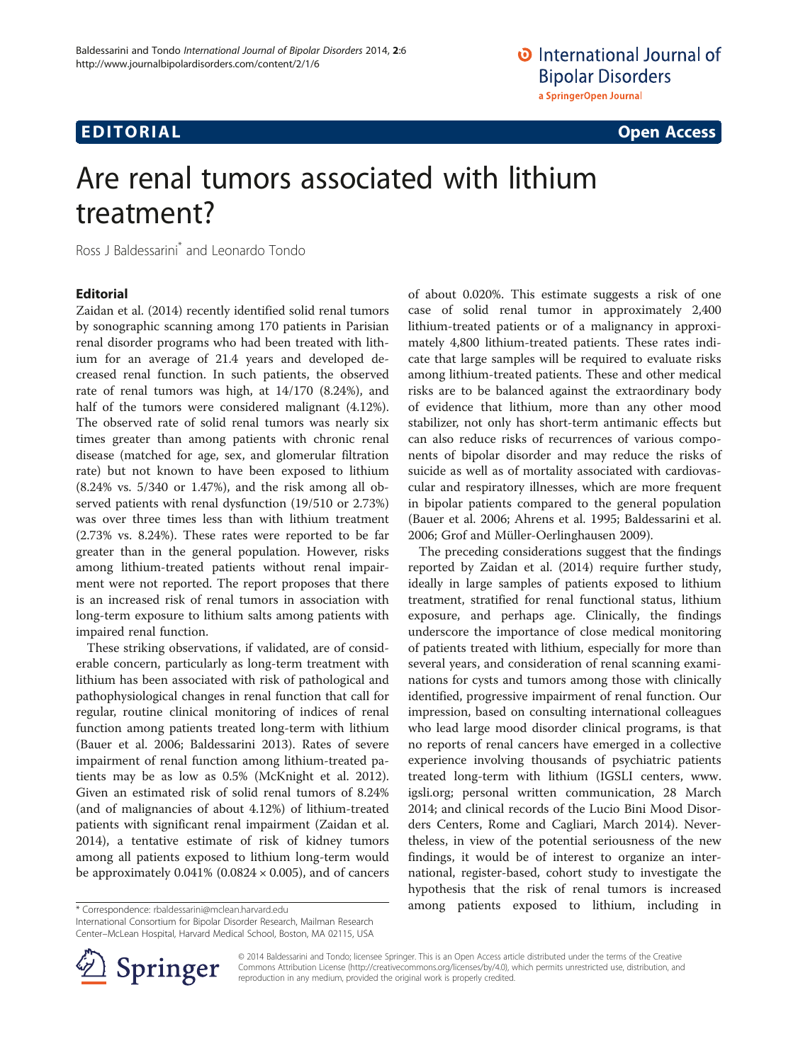EDITORIAL

Open Access

# Are renal tumors associated with lithium treatment?

Ross J Baldessarini* and Leonardo Tondo

## Editorial

Zaidan et al. (2014) recently identified solid renal tumors by sonographic scanning among 170 patients in Parisian renal disorder programs who had been treated with lithium for an average of 21.4 years and developed decreased renal function. In such patients, the observed rate of renal tumors was high, at 14/170 (8.24%), and half of the tumors were considered malignant (4.12%). The observed rate of solid renal tumors was nearly six times greater than among patients with chronic renal disease (matched for age, sex, and glomerular filtration rate) but not known to have been exposed to lithium (8.24% vs. 5/340 or 1.47%), and the risk among all observed patients with renal dysfunction (19/510 or 2.73%) was over three times less than with lithium treatment (2.73% vs. 8.24%). These rates were reported to be far greater than in the general population. However, risks among lithium-treated patients without renal impairment were not reported. The report proposes that there is an increased risk of renal tumors in association with long-term exposure to lithium salts among patients with impaired renal function.

These striking observations, if validated, are of considerable concern, particularly as long-term treatment with lithium has been associated with risk of pathological and pathophysiological changes in renal function that call for regular, routine clinical monitoring of indices of renal function among patients treated long-term with lithium (Bauer et al. 2006; Baldessarini 2013). Rates of severe impairment of renal function among lithium-treated patients may be as low as 0.5% (McKnight et al. 2012). Given an estimated risk of solid renal tumors of 8.24% (and of malignancies of about 4.12%) of lithium-treated patients with significant renal impairment (Zaidan et al. 2014), a tentative estimate of risk of kidney tumors among all patients exposed to lithium long-term would be approximately 0.041% ($0.0824 \times 0.005$), and of cancers of about 0.020%. This estimate suggests a risk of one case of solid renal tumor in approximately 2,400 lithium-treated patients or of a malignancy in approximately 4,800 lithium-treated patients. These rates indicate that large samples will be required to evaluate risks among lithium-treated patients. These and other medical risks are to be balanced against the extraordinary body of evidence that lithium, more than any other mood stabilizer, not only has short-term antimanic effects but can also reduce risks of recurrences of various components of bipolar disorder and may reduce the risks of suicide as well as of mortality associated with cardiovascular and respiratory illnesses, which are more frequent in bipolar patients compared to the general population (Bauer et al. 2006; Ahrens et al. 1995; Baldessarini et al. 2006; Grof and Müller-Oerlinghausen 2009).

The preceding considerations suggest that the findings reported by Zaidan et al. (2014) require further study, ideally in large samples of patients exposed to lithium treatment, stratified for renal functional status, lithium exposure, and perhaps age. Clinically, the findings underscore the importance of close medical monitoring of patients treated with lithium, especially for more than several years, and consideration of renal scanning examinations for cysts and tumors among those with clinically identified, progressive impairment of renal function. Our impression, based on consulting international colleagues who lead large mood disorder clinical programs, is that no reports of renal cancers have emerged in a collective experience involving thousands of psychiatric patients treated long-term with lithium (IGSLI centers, www.igsli.org; personal written communication, 28 March 2014; and clinical records of the Lucio Bini Mood Disorders Centers, Rome and Cagliari, March 2014). Nevertheless, in view of the potential seriousness of the new findings, it would be of interest to organize an international, register-based, cohort study to investigate the hypothesis that the risk of renal tumors is increased among patients exposed to lithium, including in

\* Correspondence: rbaldessarini@mclean.harvard.edu
International Consortium for Bipolar Disorder Research, Mailman Research Center–McLean Hospital, Harvard Medical School, Boston, MA 02115, USA

© 2014 Baldessarini and Tondo; licensee Springer. This is an Open Access article distributed under the terms of the Creative Commons Attribution License (http://creativecommons.org/licenses/by/4.0), which permits unrestricted use, distribution, and reproduction in any medium, provided the original work is properly credited.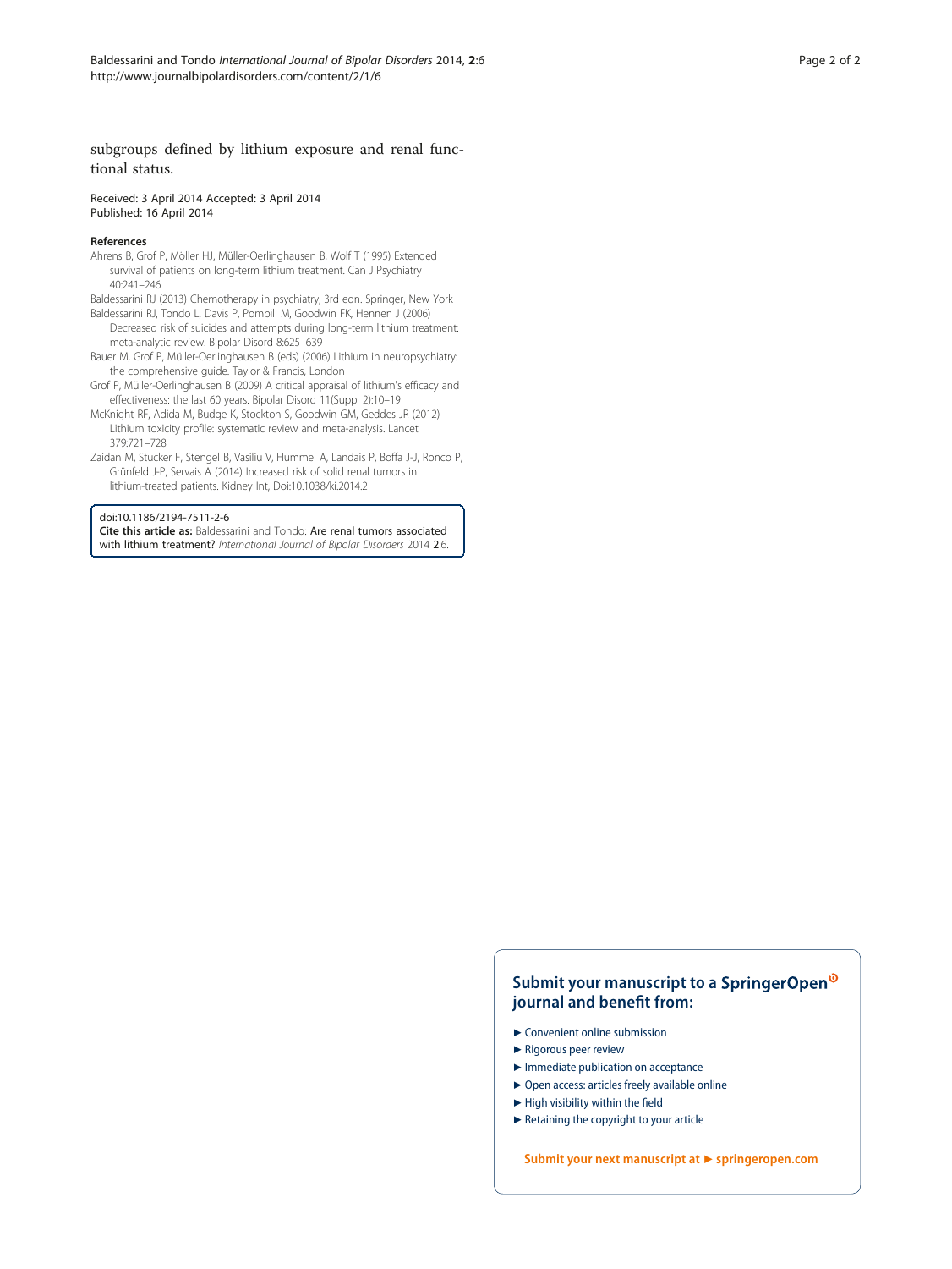subgroups defined by lithium exposure and renal functional status.

Received: 3 April 2014 Accepted: 3 April 2014
Published: 16 April 2014

### References

Ahrens B, Grof P, Möller HJ, Müller-Oerlinghausen B, Wolf T (1995) Extended survival of patients on long-term lithium treatment. Can J Psychiatry 40:241–246

Baldessarini RJ (2013) Chemotherapy in psychiatry, 3rd edn. Springer, New York

Baldessarini RJ, Tondo L, Davis P, Pompili M, Goodwin FK, Hennen J (2006) Decreased risk of suicides and attempts during long-term lithium treatment: meta-analytic review. Bipolar Disord 8:625–639

Bauer M, Grof P, Müller-Oerlinghausen B (eds) (2006) Lithium in neuropsychiatry: the comprehensive guide. Taylor & Francis, London

Grof P, Müller-Oerlinghausen B (2009) A critical appraisal of lithium's efficacy and effectiveness: the last 60 years. Bipolar Disord 11(Suppl 2):10–19

McKnight RF, Adida M, Budge K, Stockton S, Goodwin GM, Geddes JR (2012) Lithium toxicity profile: systematic review and meta-analysis. Lancet 379:721–728

Zaidan M, Stucker F, Stengel B, Vasiliu V, Hummel A, Landais P, Boffa J-J, Ronco P, Grünfeld J-P, Servais A (2014) Increased risk of solid renal tumors in lithium-treated patients. Kidney Int, Doi:10.1038/ki.2014.2

doi:10.1186/2194-7511-2-6

**Cite this article as:** Baldessarini and Tondo: Are renal tumors associated with lithium treatment? *International Journal of Bipolar Disorders* 2014 **2**:6.

**Submit your manuscript to a SpringerOpen journal and benefit from:**

- ► Convenient online submission
- ► Rigorous peer review
- ► Immediate publication on acceptance
- ► Open access: articles freely available online
- ► High visibility within the field
- ► Retaining the copyright to your article

**Submit your next manuscript at ► springeropen.com**